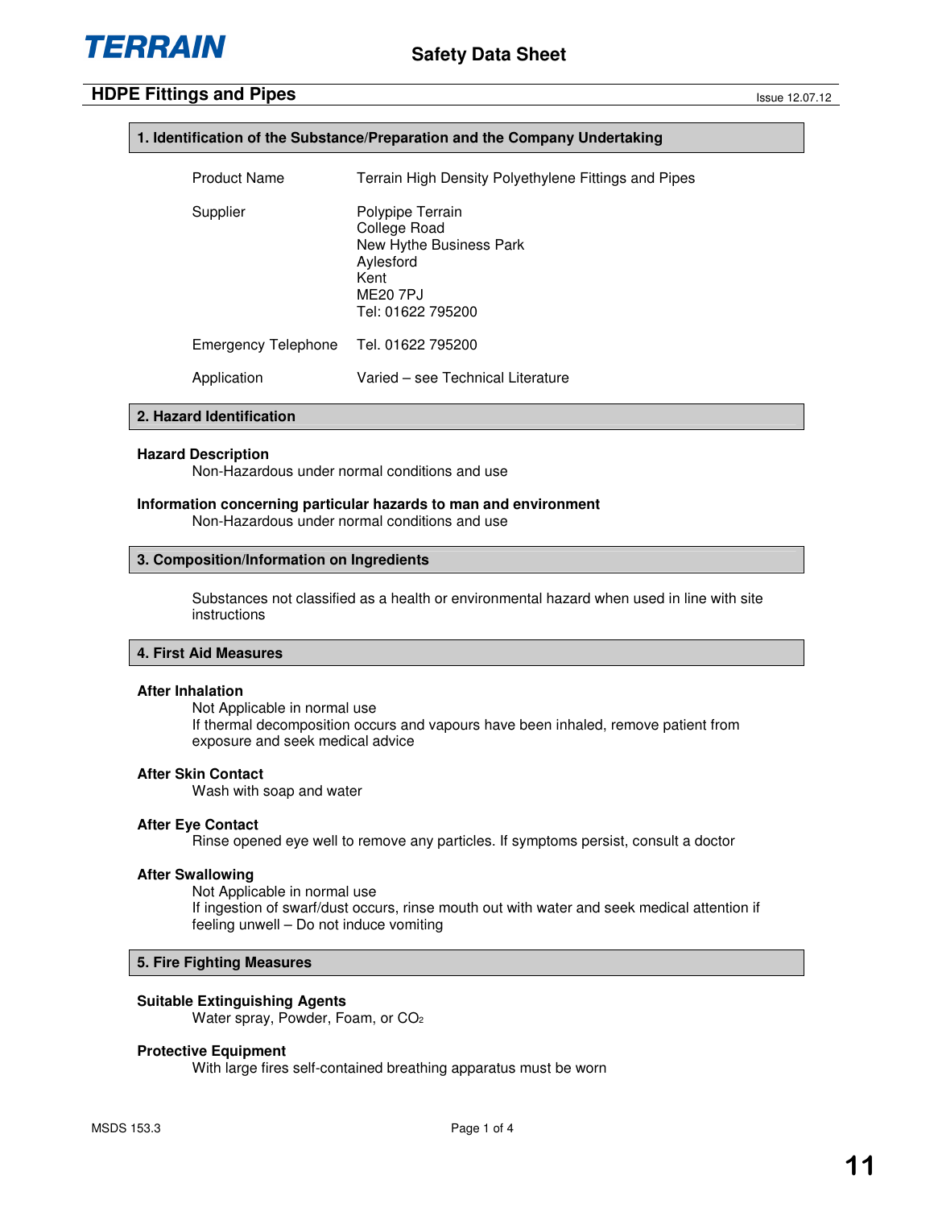# TERRAIN

## Safety Data Sheet

## HDPE Fittings and Pipes

Issue 12.07.12

### 1. Identification of the Substance/Preparation and the Company Undertaking

| | |
|---|---|
| Product Name | Terrain High Density Polyethylene Fittings and Pipes |
| Supplier | Polypipe Terrain<br>College Road<br>New Hythe Business Park<br>Aylesford<br>Kent<br>ME20 7PJ<br>Tel: 01622 795200 |
| Emergency Telephone | Tel. 01622 795200 |
| Application | Varied – see Technical Literature |

### 2. Hazard Identification

**Hazard Description**

Non-Hazardous under normal conditions and use

**Information concerning particular hazards to man and environment**

Non-Hazardous under normal conditions and use

### 3. Composition/Information on Ingredients

Substances not classified as a health or environmental hazard when used in line with site instructions

### 4. First Aid Measures

**After Inhalation**

Not Applicable in normal use

If thermal decomposition occurs and vapours have been inhaled, remove patient from exposure and seek medical advice

**After Skin Contact**

Wash with soap and water

**After Eye Contact**

Rinse opened eye well to remove any particles. If symptoms persist, consult a doctor

**After Swallowing**

Not Applicable in normal use

If ingestion of swarf/dust occurs, rinse mouth out with water and seek medical attention if feeling unwell – Do not induce vomiting

### 5. Fire Fighting Measures

**Suitable Extinguishing Agents**

Water spray, Powder, Foam, or $CO_2$

**Protective Equipment**

With large fires self-contained breathing apparatus must be worn

MSDS 153.3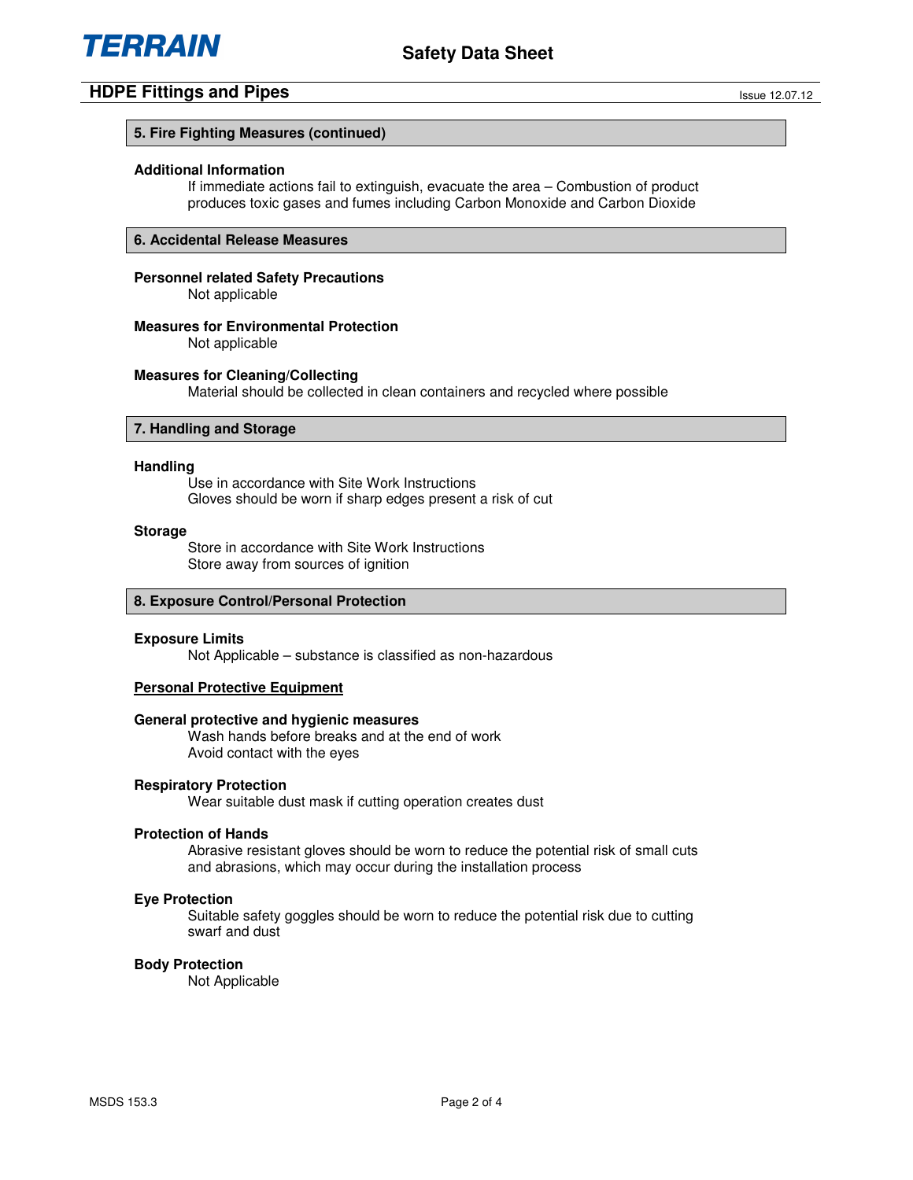## 5. Fire Fighting Measures (continued)

**Additional Information**

If immediate actions fail to extinguish, evacuate the area – Combustion of product produces toxic gases and fumes including Carbon Monoxide and Carbon Dioxide

## 6. Accidental Release Measures

**Personnel related Safety Precautions**

Not applicable

**Measures for Environmental Protection**

Not applicable

**Measures for Cleaning/Collecting**

Material should be collected in clean containers and recycled where possible

## 7. Handling and Storage

**Handling**

Use in accordance with Site Work Instructions
Gloves should be worn if sharp edges present a risk of cut

**Storage**

Store in accordance with Site Work Instructions
Store away from sources of ignition

## 8. Exposure Control/Personal Protection

**Exposure Limits**

Not Applicable – substance is classified as non-hazardous

**Personal Protective Equipment**

**General protective and hygienic measures**

Wash hands before breaks and at the end of work
Avoid contact with the eyes

**Respiratory Protection**

Wear suitable dust mask if cutting operation creates dust

**Protection of Hands**

Abrasive resistant gloves should be worn to reduce the potential risk of small cuts and abrasions, which may occur during the installation process

**Eye Protection**

Suitable safety goggles should be worn to reduce the potential risk due to cutting swarf and dust

**Body Protection**

Not Applicable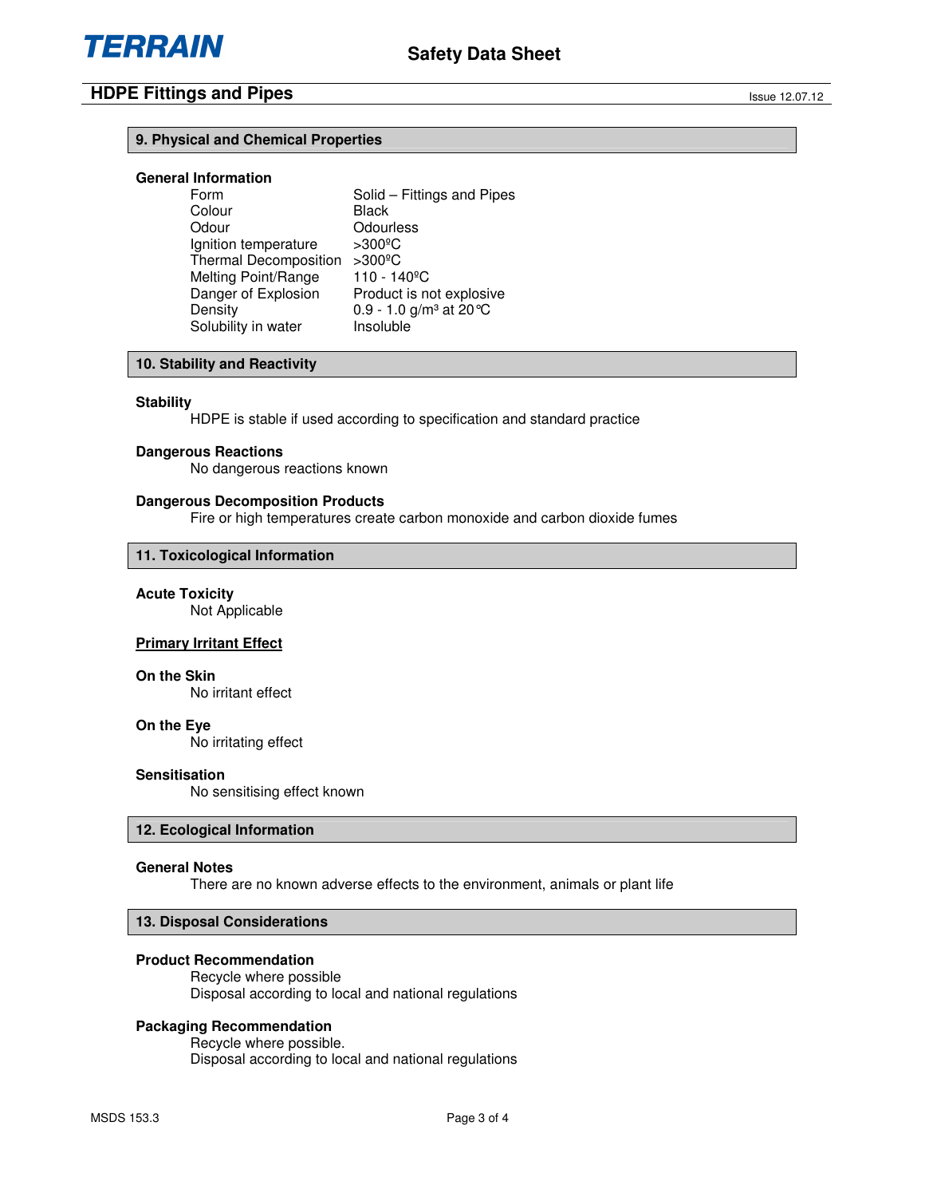## 9. Physical and Chemical Properties

**General Information**

| | |
|---|---|
| Form | Solid – Fittings and Pipes |
| Colour | Black |
| Odour | Odourless |
| Ignition temperature | >300ºC |
| Thermal Decomposition | >300ºC |
| Melting Point/Range | 110 - 140ºC |
| Danger of Explosion | Product is not explosive |
| Density | 0.9 - 1.0 g/m³ at 20°C |
| Solubility in water | Insoluble |

## 10. Stability and Reactivity

**Stability**

HDPE is stable if used according to specification and standard practice

**Dangerous Reactions**

No dangerous reactions known

**Dangerous Decomposition Products**

Fire or high temperatures create carbon monoxide and carbon dioxide fumes

## 11. Toxicological Information

**Acute Toxicity**

Not Applicable

**Primary Irritant Effect**

**On the Skin**

No irritant effect

**On the Eye**

No irritating effect

**Sensitisation**

No sensitising effect known

## 12. Ecological Information

**General Notes**

There are no known adverse effects to the environment, animals or plant life

## 13. Disposal Considerations

**Product Recommendation**

Recycle where possible
Disposal according to local and national regulations

**Packaging Recommendation**

Recycle where possible.
Disposal according to local and national regulations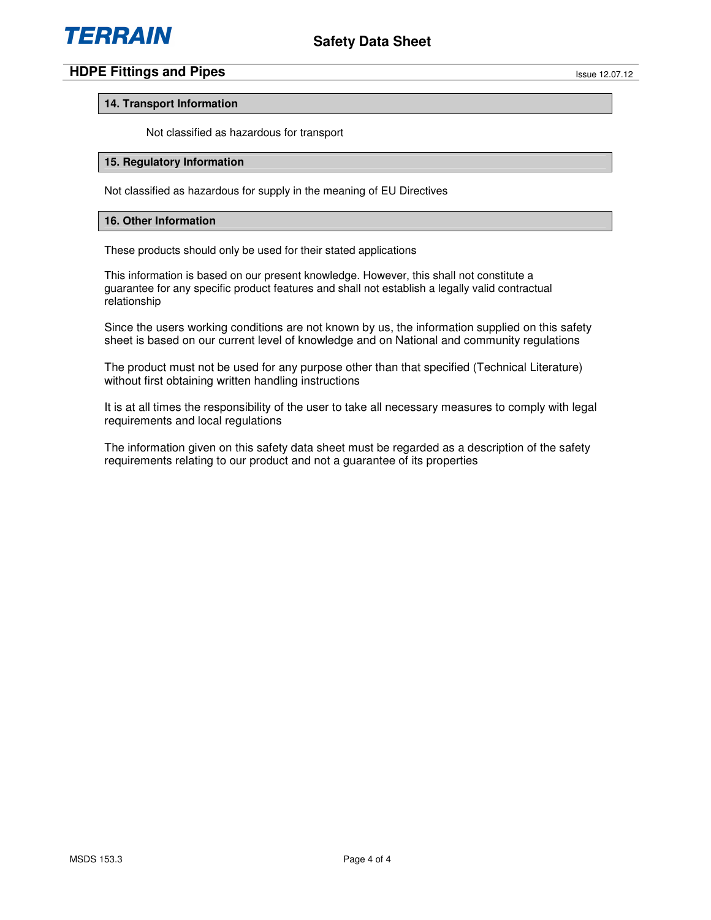## 14. Transport Information

Not classified as hazardous for transport

## 15. Regulatory Information

Not classified as hazardous for supply in the meaning of EU Directives

## 16. Other Information

These products should only be used for their stated applications

This information is based on our present knowledge. However, this shall not constitute a guarantee for any specific product features and shall not establish a legally valid contractual relationship

Since the users working conditions are not known by us, the information supplied on this safety sheet is based on our current level of knowledge and on National and community regulations

The product must not be used for any purpose other than that specified (Technical Literature) without first obtaining written handling instructions

It is at all times the responsibility of the user to take all necessary measures to comply with legal requirements and local regulations

The information given on this safety data sheet must be regarded as a description of the safety requirements relating to our product and not a guarantee of its properties